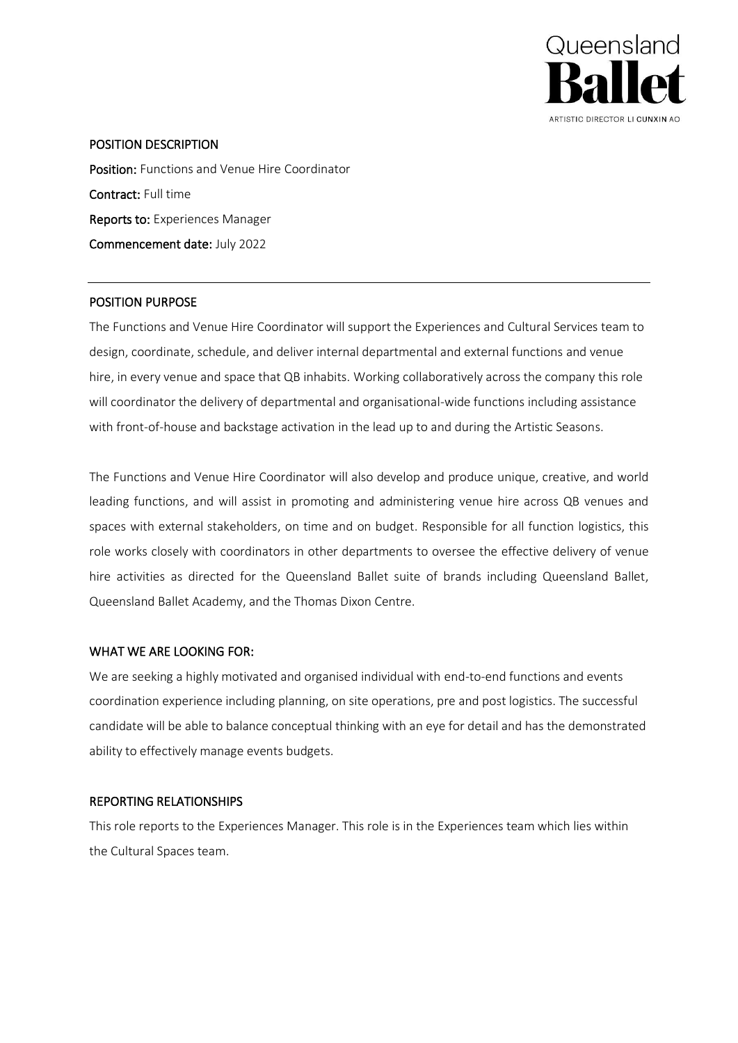Queensland
**Ballet**
ARTISTIC DIRECTOR LI CUNXIN AO

## POSITION DESCRIPTION

**Position:** Functions and Venue Hire Coordinator
**Contract:** Full time
**Reports to:** Experiences Manager
**Commencement date:** July 2022

---

## POSITION PURPOSE

The Functions and Venue Hire Coordinator will support the Experiences and Cultural Services team to design, coordinate, schedule, and deliver internal departmental and external functions and venue hire, in every venue and space that QB inhabits. Working collaboratively across the company this role will coordinator the delivery of departmental and organisational-wide functions including assistance with front-of-house and backstage activation in the lead up to and during the Artistic Seasons.

The Functions and Venue Hire Coordinator will also develop and produce unique, creative, and world leading functions, and will assist in promoting and administering venue hire across QB venues and spaces with external stakeholders, on time and on budget. Responsible for all function logistics, this role works closely with coordinators in other departments to oversee the effective delivery of venue hire activities as directed for the Queensland Ballet suite of brands including Queensland Ballet, Queensland Ballet Academy, and the Thomas Dixon Centre.

## WHAT WE ARE LOOKING FOR:

We are seeking a highly motivated and organised individual with end-to-end functions and events coordination experience including planning, on site operations, pre and post logistics. The successful candidate will be able to balance conceptual thinking with an eye for detail and has the demonstrated ability to effectively manage events budgets.

## REPORTING RELATIONSHIPS

This role reports to the Experiences Manager. This role is in the Experiences team which lies within the Cultural Spaces team.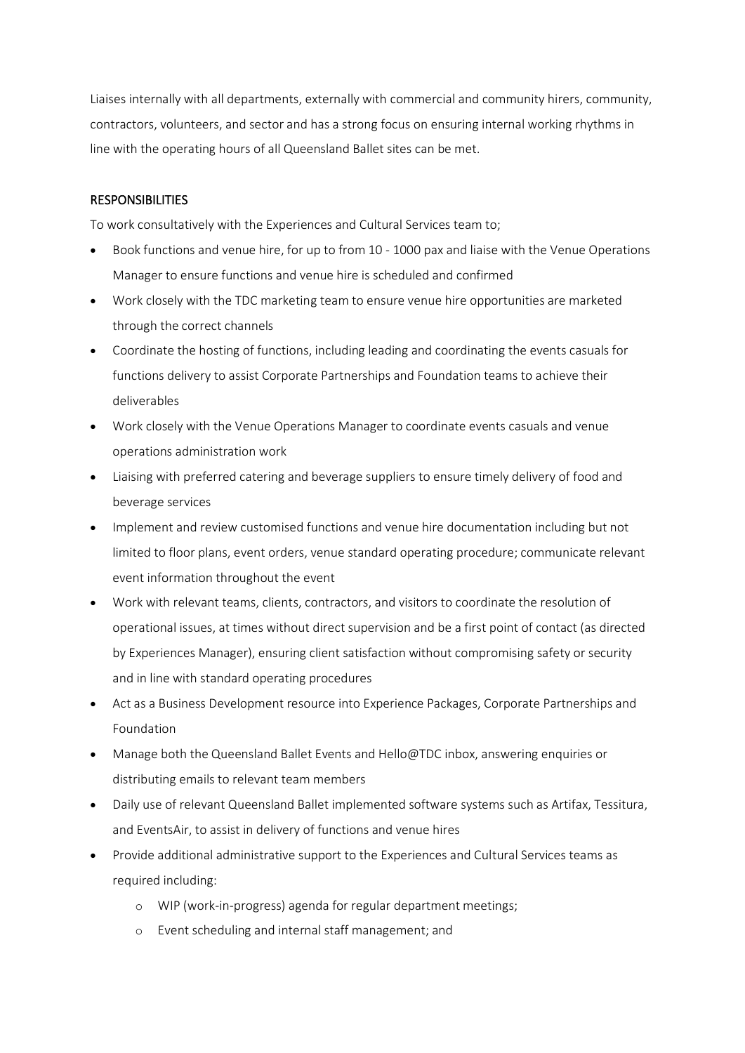Liaises internally with all departments, externally with commercial and community hirers, community, contractors, volunteers, and sector and has a strong focus on ensuring internal working rhythms in line with the operating hours of all Queensland Ballet sites can be met.

## RESPONSIBILITIES

To work consultatively with the Experiences and Cultural Services team to;

- Book functions and venue hire, for up to from 10 - 1000 pax and liaise with the Venue Operations Manager to ensure functions and venue hire is scheduled and confirmed
- Work closely with the TDC marketing team to ensure venue hire opportunities are marketed through the correct channels
- Coordinate the hosting of functions, including leading and coordinating the events casuals for functions delivery to assist Corporate Partnerships and Foundation teams to achieve their deliverables
- Work closely with the Venue Operations Manager to coordinate events casuals and venue operations administration work
- Liaising with preferred catering and beverage suppliers to ensure timely delivery of food and beverage services
- Implement and review customised functions and venue hire documentation including but not limited to floor plans, event orders, venue standard operating procedure; communicate relevant event information throughout the event
- Work with relevant teams, clients, contractors, and visitors to coordinate the resolution of operational issues, at times without direct supervision and be a first point of contact (as directed by Experiences Manager), ensuring client satisfaction without compromising safety or security and in line with standard operating procedures
- Act as a Business Development resource into Experience Packages, Corporate Partnerships and Foundation
- Manage both the Queensland Ballet Events and Hello@TDC inbox, answering enquiries or distributing emails to relevant team members
- Daily use of relevant Queensland Ballet implemented software systems such as Artifax, Tessitura, and EventsAir, to assist in delivery of functions and venue hires
- Provide additional administrative support to the Experiences and Cultural Services teams as required including:
  - WIP (work-in-progress) agenda for regular department meetings;
  - Event scheduling and internal staff management; and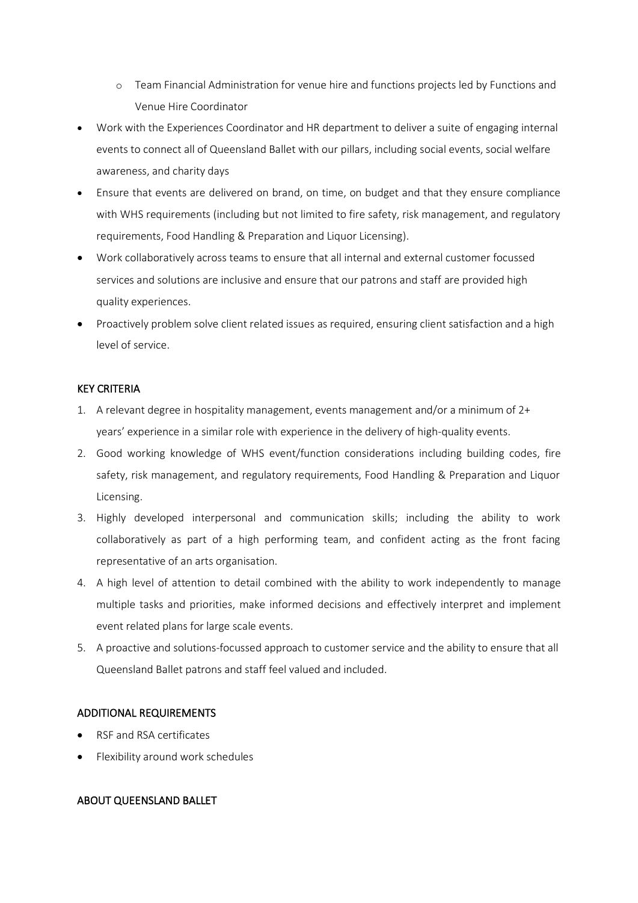- Team Financial Administration for venue hire and functions projects led by Functions and Venue Hire Coordinator
- Work with the Experiences Coordinator and HR department to deliver a suite of engaging internal events to connect all of Queensland Ballet with our pillars, including social events, social welfare awareness, and charity days
- Ensure that events are delivered on brand, on time, on budget and that they ensure compliance with WHS requirements (including but not limited to fire safety, risk management, and regulatory requirements, Food Handling & Preparation and Liquor Licensing).
- Work collaboratively across teams to ensure that all internal and external customer focussed services and solutions are inclusive and ensure that our patrons and staff are provided high quality experiences.
- Proactively problem solve client related issues as required, ensuring client satisfaction and a high level of service.

## KEY CRITERIA

1. A relevant degree in hospitality management, events management and/or a minimum of 2+ years' experience in a similar role with experience in the delivery of high-quality events.
2. Good working knowledge of WHS event/function considerations including building codes, fire safety, risk management, and regulatory requirements, Food Handling & Preparation and Liquor Licensing.
3. Highly developed interpersonal and communication skills; including the ability to work collaboratively as part of a high performing team, and confident acting as the front facing representative of an arts organisation.
4. A high level of attention to detail combined with the ability to work independently to manage multiple tasks and priorities, make informed decisions and effectively interpret and implement event related plans for large scale events.
5. A proactive and solutions-focussed approach to customer service and the ability to ensure that all Queensland Ballet patrons and staff feel valued and included.

## ADDITIONAL REQUIREMENTS

- RSF and RSA certificates
- Flexibility around work schedules

## ABOUT QUEENSLAND BALLET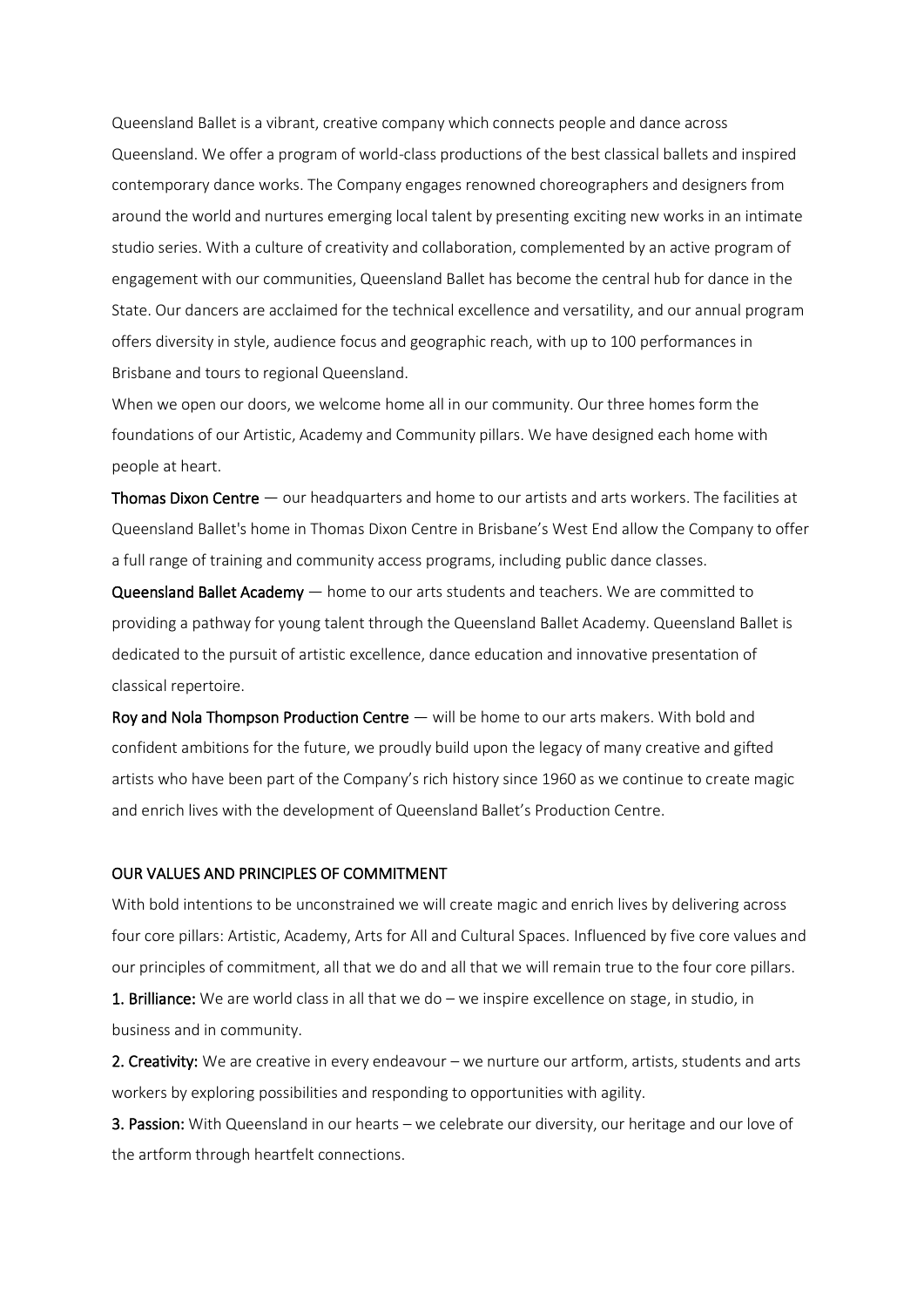Queensland Ballet is a vibrant, creative company which connects people and dance across Queensland. We offer a program of world-class productions of the best classical ballets and inspired contemporary dance works. The Company engages renowned choreographers and designers from around the world and nurtures emerging local talent by presenting exciting new works in an intimate studio series. With a culture of creativity and collaboration, complemented by an active program of engagement with our communities, Queensland Ballet has become the central hub for dance in the State. Our dancers are acclaimed for the technical excellence and versatility, and our annual program offers diversity in style, audience focus and geographic reach, with up to 100 performances in Brisbane and tours to regional Queensland.

When we open our doors, we welcome home all in our community. Our three homes form the foundations of our Artistic, Academy and Community pillars. We have designed each home with people at heart.

**Thomas Dixon Centre** — our headquarters and home to our artists and arts workers. The facilities at Queensland Ballet's home in Thomas Dixon Centre in Brisbane's West End allow the Company to offer a full range of training and community access programs, including public dance classes.

**Queensland Ballet Academy** — home to our arts students and teachers. We are committed to providing a pathway for young talent through the Queensland Ballet Academy. Queensland Ballet is dedicated to the pursuit of artistic excellence, dance education and innovative presentation of classical repertoire.

**Roy and Nola Thompson Production Centre** — will be home to our arts makers. With bold and confident ambitions for the future, we proudly build upon the legacy of many creative and gifted artists who have been part of the Company's rich history since 1960 as we continue to create magic and enrich lives with the development of Queensland Ballet's Production Centre.

## OUR VALUES AND PRINCIPLES OF COMMITMENT

With bold intentions to be unconstrained we will create magic and enrich lives by delivering across four core pillars: Artistic, Academy, Arts for All and Cultural Spaces. Influenced by five core values and our principles of commitment, all that we do and all that we will remain true to the four core pillars.

**1. Brilliance:** We are world class in all that we do – we inspire excellence on stage, in studio, in business and in community.

**2. Creativity:** We are creative in every endeavour – we nurture our artform, artists, students and arts workers by exploring possibilities and responding to opportunities with agility.

**3. Passion:** With Queensland in our hearts – we celebrate our diversity, our heritage and our love of the artform through heartfelt connections.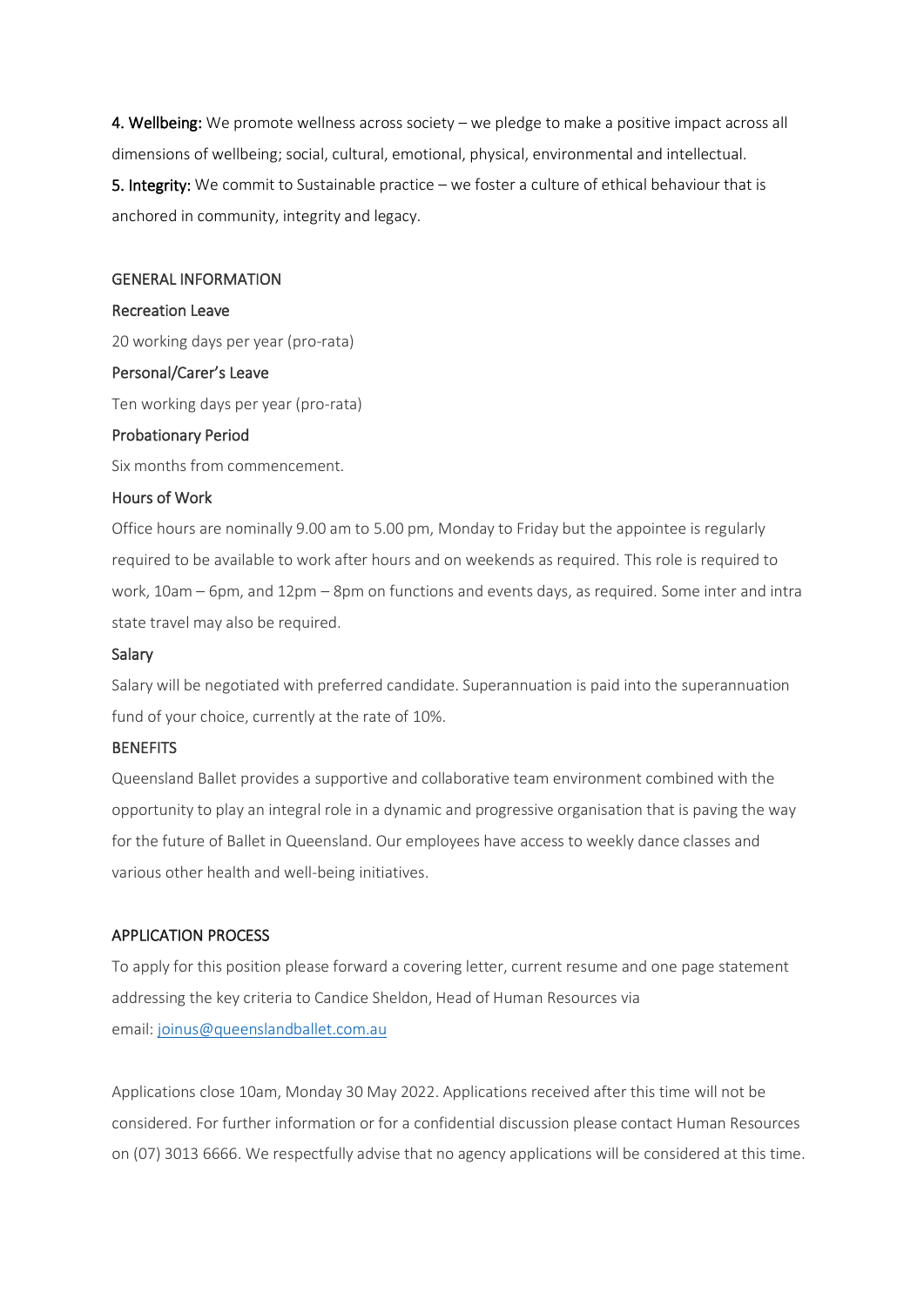**4. Wellbeing:** We promote wellness across society – we pledge to make a positive impact across all dimensions of wellbeing; social, cultural, emotional, physical, environmental and intellectual.
**5. Integrity:** We commit to Sustainable practice – we foster a culture of ethical behaviour that is anchored in community, integrity and legacy.

## GENERAL INFORMATION

### Recreation Leave

20 working days per year (pro-rata)

### Personal/Carer's Leave

Ten working days per year (pro-rata)

### Probationary Period

Six months from commencement.

### Hours of Work

Office hours are nominally 9.00 am to 5.00 pm, Monday to Friday but the appointee is regularly required to be available to work after hours and on weekends as required. This role is required to work, 10am – 6pm, and 12pm – 8pm on functions and events days, as required. Some inter and intra state travel may also be required.

### Salary

Salary will be negotiated with preferred candidate. Superannuation is paid into the superannuation fund of your choice, currently at the rate of 10%.

## BENEFITS

Queensland Ballet provides a supportive and collaborative team environment combined with the opportunity to play an integral role in a dynamic and progressive organisation that is paving the way for the future of Ballet in Queensland. Our employees have access to weekly dance classes and various other health and well-being initiatives.

## APPLICATION PROCESS

To apply for this position please forward a covering letter, current resume and one page statement addressing the key criteria to Candice Sheldon, Head of Human Resources via email: joinus@queenslandballet.com.au

Applications close 10am, Monday 30 May 2022. Applications received after this time will not be considered. For further information or for a confidential discussion please contact Human Resources on (07) 3013 6666. We respectfully advise that no agency applications will be considered at this time.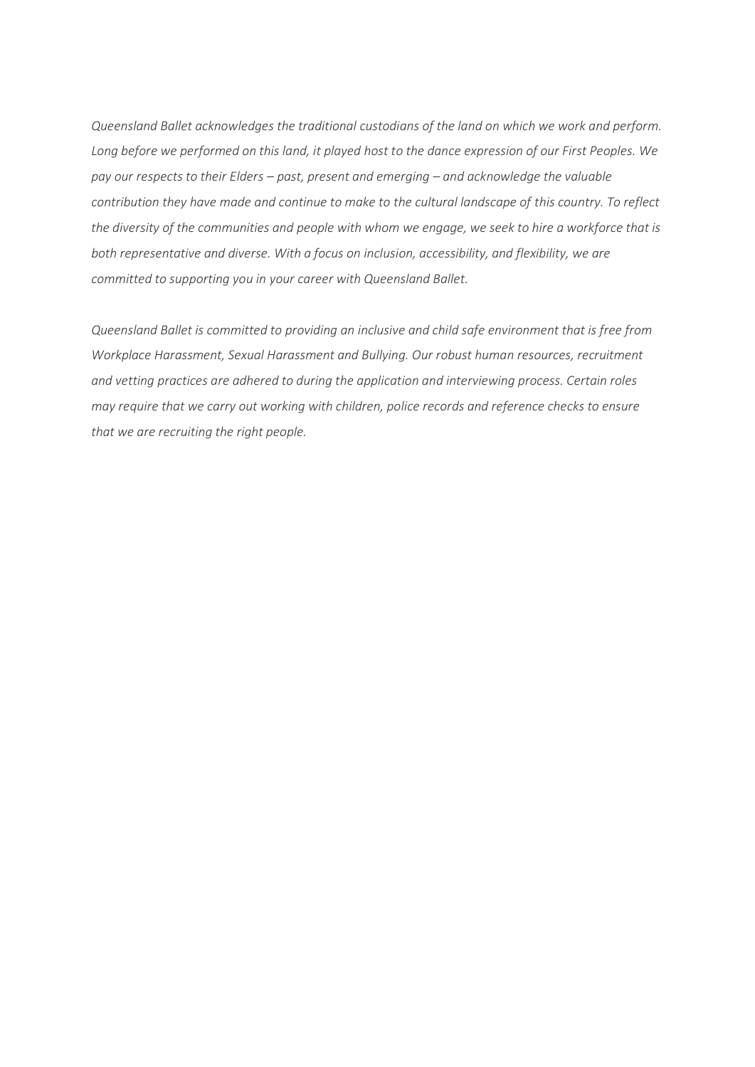*Queensland Ballet acknowledges the traditional custodians of the land on which we work and perform. Long before we performed on this land, it played host to the dance expression of our First Peoples. We pay our respects to their Elders – past, present and emerging – and acknowledge the valuable contribution they have made and continue to make to the cultural landscape of this country. To reflect the diversity of the communities and people with whom we engage, we seek to hire a workforce that is both representative and diverse. With a focus on inclusion, accessibility, and flexibility, we are committed to supporting you in your career with Queensland Ballet.*

*Queensland Ballet is committed to providing an inclusive and child safe environment that is free from Workplace Harassment, Sexual Harassment and Bullying. Our robust human resources, recruitment and vetting practices are adhered to during the application and interviewing process. Certain roles may require that we carry out working with children, police records and reference checks to ensure that we are recruiting the right people.*